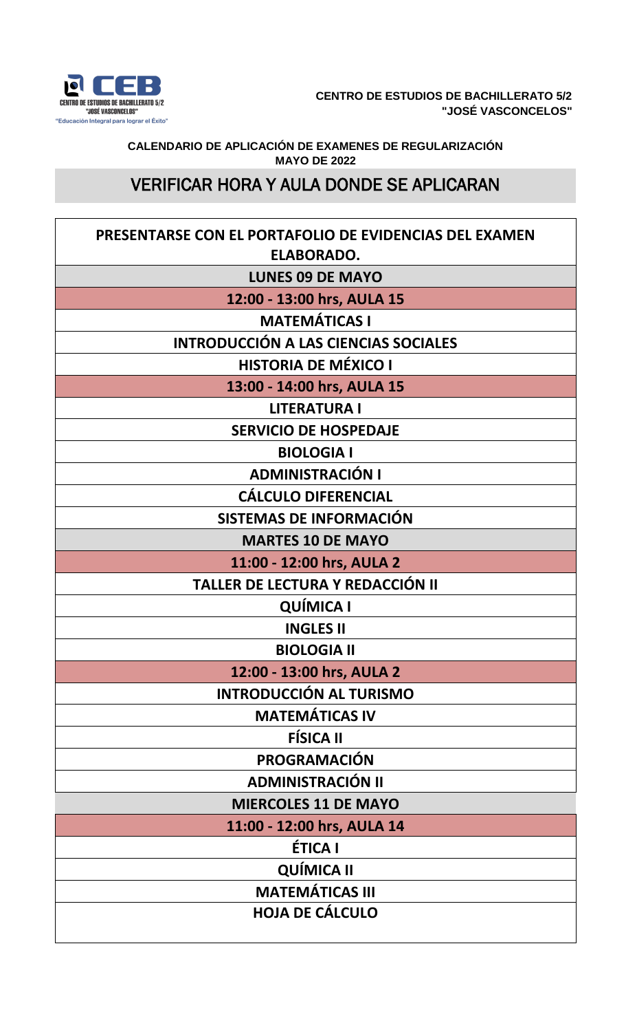**CENTRO DE ESTUDIOS DE BACHILLERATO 5/2**
**"JOSÉ VASCONCELOS"**

**CALENDARIO DE APLICACIÓN DE EXAMENES DE REGULARIZACIÓN**
**MAYO DE 2022**

## VERIFICAR HORA Y AULA DONDE SE APLICARAN

| PRESENTARSE CON EL PORTAFOLIO DE EVIDENCIAS DEL EXAMEN ELABORADO. |
|---|
| **LUNES 09 DE MAYO** |
| **12:00 - 13:00 hrs, AULA 15** |
| MATEMÁTICAS I |
| INTRODUCCIÓN A LAS CIENCIAS SOCIALES |
| HISTORIA DE MÉXICO I |
| **13:00 - 14:00 hrs, AULA 15** |
| LITERATURA I |
| SERVICIO DE HOSPEDAJE |
| BIOLOGIA I |
| ADMINISTRACIÓN I |
| CÁLCULO DIFERENCIAL |
| SISTEMAS DE INFORMACIÓN |
| **MARTES 10 DE MAYO** |
| **11:00 - 12:00 hrs, AULA 2** |
| TALLER DE LECTURA Y REDACCIÓN II |
| QUÍMICA I |
| INGLES II |
| BIOLOGIA II |
| **12:00 - 13:00 hrs, AULA 2** |
| INTRODUCCIÓN AL TURISMO |
| MATEMÁTICAS IV |
| FÍSICA II |
| PROGRAMACIÓN |
| ADMINISTRACIÓN II |
| **MIERCOLES 11 DE MAYO** |
| **11:00 - 12:00 hrs, AULA 14** |
| ÉTICA I |
| QUÍMICA II |
| MATEMÁTICAS III |
| HOJA DE CÁLCULO |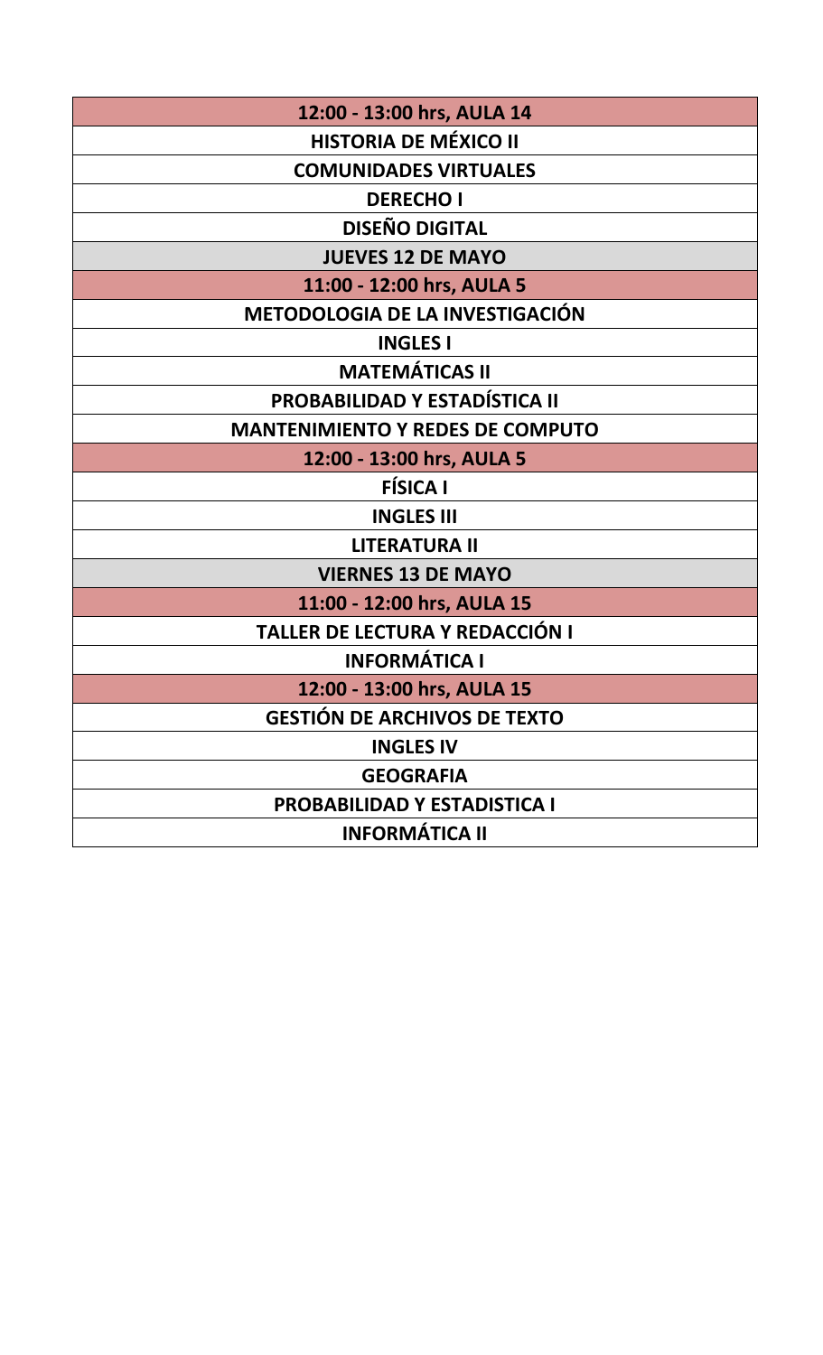| |
|---|
| **12:00 - 13:00 hrs, AULA 14** |
| **HISTORIA DE MÉXICO II** |
| **COMUNIDADES VIRTUALES** |
| **DERECHO I** |
| **DISEÑO DIGITAL** |
| **JUEVES 12 DE MAYO** |
| **11:00 - 12:00 hrs, AULA 5** |
| **METODOLOGIA DE LA INVESTIGACIÓN** |
| **INGLES I** |
| **MATEMÁTICAS II** |
| **PROBABILIDAD Y ESTADÍSTICA II** |
| **MANTENIMIENTO Y REDES DE COMPUTO** |
| **12:00 - 13:00 hrs, AULA 5** |
| **FÍSICA I** |
| **INGLES III** |
| **LITERATURA II** |
| **VIERNES 13 DE MAYO** |
| **11:00 - 12:00 hrs, AULA 15** |
| **TALLER DE LECTURA Y REDACCIÓN I** |
| **INFORMÁTICA I** |
| **12:00 - 13:00 hrs, AULA 15** |
| **GESTIÓN DE ARCHIVOS DE TEXTO** |
| **INGLES IV** |
| **GEOGRAFIA** |
| **PROBABILIDAD Y ESTADISTICA I** |
| **INFORMÁTICA II** |